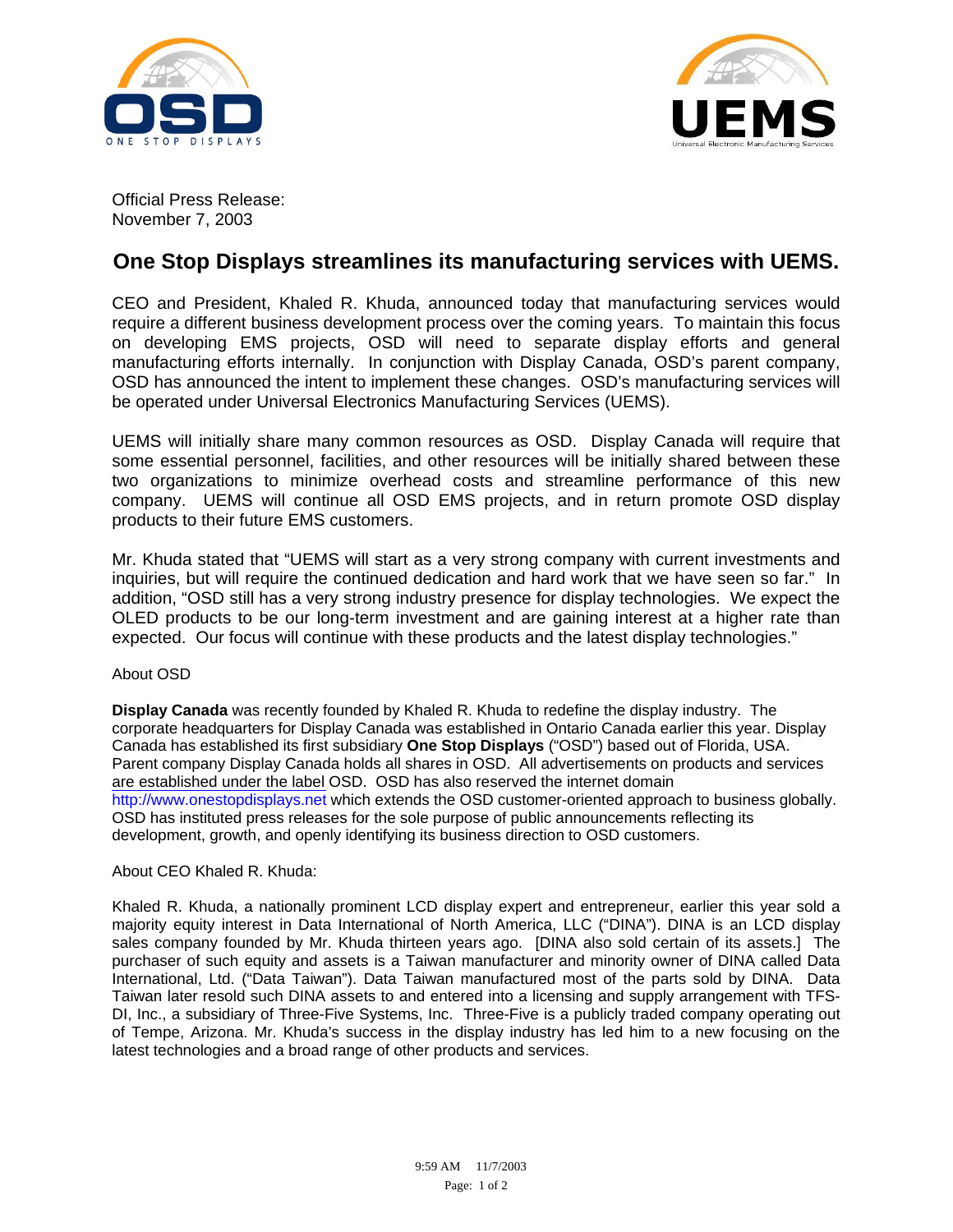Official Press Release:
November 7, 2003

# One Stop Displays streamlines its manufacturing services with UEMS.

CEO and President, Khaled R. Khuda, announced today that manufacturing services would require a different business development process over the coming years. To maintain this focus on developing EMS projects, OSD will need to separate display efforts and general manufacturing efforts internally. In conjunction with Display Canada, OSD's parent company, OSD has announced the intent to implement these changes. OSD's manufacturing services will be operated under Universal Electronics Manufacturing Services (UEMS).

UEMS will initially share many common resources as OSD. Display Canada will require that some essential personnel, facilities, and other resources will be initially shared between these two organizations to minimize overhead costs and streamline performance of this new company. UEMS will continue all OSD EMS projects, and in return promote OSD display products to their future EMS customers.

Mr. Khuda stated that "UEMS will start as a very strong company with current investments and inquiries, but will require the continued dedication and hard work that we have seen so far." In addition, "OSD still has a very strong industry presence for display technologies. We expect the OLED products to be our long-term investment and are gaining interest at a higher rate than expected. Our focus will continue with these products and the latest display technologies."

About OSD

**Display Canada** was recently founded by Khaled R. Khuda to redefine the display industry. The corporate headquarters for Display Canada was established in Ontario Canada earlier this year. Display Canada has established its first subsidiary **One Stop Displays** ("OSD") based out of Florida, USA. Parent company Display Canada holds all shares in OSD. All advertisements on products and services are established under the label OSD. OSD has also reserved the internet domain http://www.onestopdisplays.net which extends the OSD customer-oriented approach to business globally. OSD has instituted press releases for the sole purpose of public announcements reflecting its development, growth, and openly identifying its business direction to OSD customers.

About CEO Khaled R. Khuda:

Khaled R. Khuda, a nationally prominent LCD display expert and entrepreneur, earlier this year sold a majority equity interest in Data International of North America, LLC ("DINA"). DINA is an LCD display sales company founded by Mr. Khuda thirteen years ago. [DINA also sold certain of its assets.] The purchaser of such equity and assets is a Taiwan manufacturer and minority owner of DINA called Data International, Ltd. ("Data Taiwan"). Data Taiwan manufactured most of the parts sold by DINA. Data Taiwan later resold such DINA assets to and entered into a licensing and supply arrangement with TFS-DI, Inc., a subsidiary of Three-Five Systems, Inc. Three-Five is a publicly traded company operating out of Tempe, Arizona. Mr. Khuda's success in the display industry has led him to a new focusing on the latest technologies and a broad range of other products and services.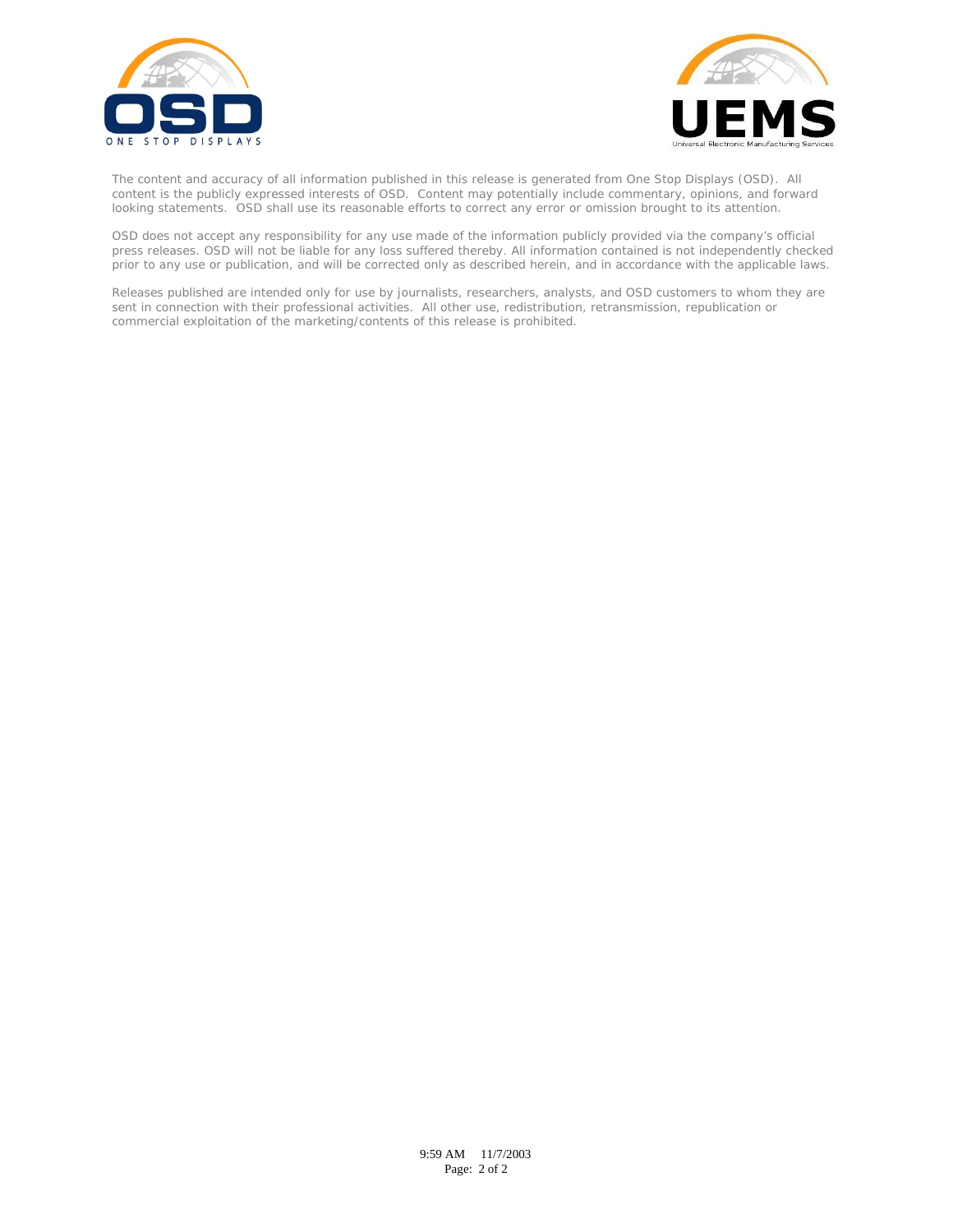The content and accuracy of all information published in this release is generated from One Stop Displays (OSD). All content is the publicly expressed interests of OSD. Content may potentially include commentary, opinions, and forward looking statements. OSD shall use its reasonable efforts to correct any error or omission brought to its attention.

OSD does not accept any responsibility for any use made of the information publicly provided via the company's official press releases. OSD will not be liable for any loss suffered thereby. All information contained is not independently checked prior to any use or publication, and will be corrected only as described herein, and in accordance with the applicable laws.

Releases published are intended only for use by journalists, researchers, analysts, and OSD customers to whom they are sent in connection with their professional activities. All other use, redistribution, retransmission, republication or commercial exploitation of the marketing/contents of this release is prohibited.